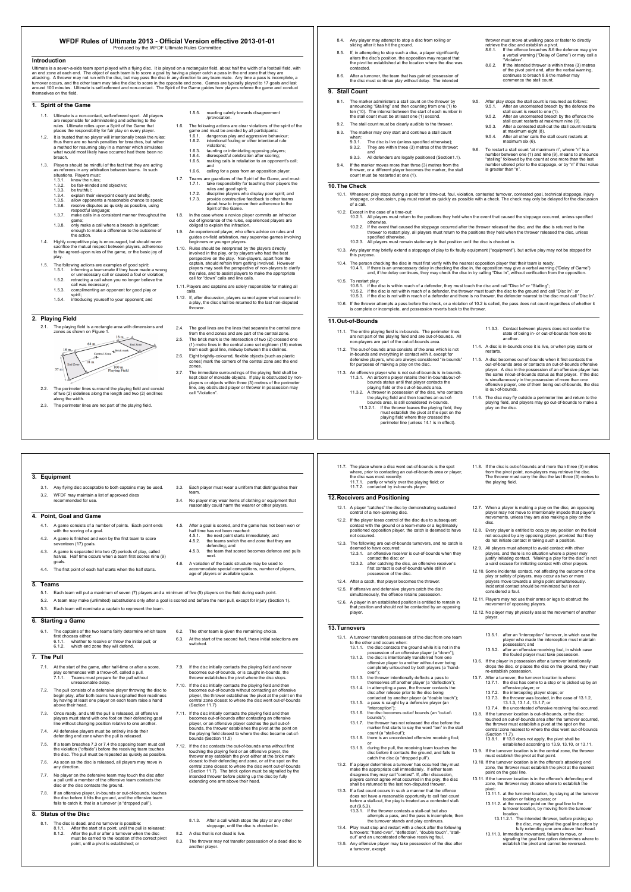# WFDF Rules of Ultimate 2013 - Official Version effective 2013-01-01

Produced by the WFDF Ultimate Rules Committee

## Introduction

Ultimate is a seven-a-side team sport played with a flying disc. It is played on a rectangular field, about half the width of a football field, with an end zone at each end. The object of each team is to score a goal by having a player catch a pass in the end zone that they are attacking. A thrower may not run with the disc, but may pass the disc in any direction to any team-mate. Any time a pass is incomplete, a turnover occurs, and the other team may take the disc to score in the opposite end zone. Games are typically played to 17 goals and last around 100 minutes. Ultimate is self-refereed and non-contact. The Spirit of the Game guides how players referee the game and conduct themselves on the field.

## 1. Spirit of the Game

1.1. Ultimate is a non-contact, self-refereed sport. All players are responsible for administering and adhering to the rules. Ultimate relies upon a Spirit of the Game that places the responsibility for fair play on every player.

1.2. It is trusted that no player will intentionally break the rules; thus there are no harsh penalties for breaches, but rather a method for resuming play in a manner which simulates what would most likely have occurred had there been no breach.

1.3. Players should be mindful of the fact that they are acting as referees in any arbitration between teams. In such situations. Players must:
- 1.3.1. know the rules;
- 1.3.2. be fair-minded and objective;
- 1.3.3. be truthful;
- 1.3.4. explain their viewpoint clearly and briefly;
- 1.3.5. allow opponents a reasonable chance to speak;
- 1.3.6. resolve disputes as quickly as possible, using respectful language;
- 1.3.7. make calls in a consistent manner throughout the game;
- 1.3.8. only make a call where a breach is significant enough to make a difference to the outcome of the action.

1.4. Highly competitive play is encouraged, but should never sacrifice the mutual respect between players, adherence to the agreed-upon rules of the game, or the basic joy of play.

1.5. The following actions are examples of good spirit:
- 1.5.1. informing a team-mate if they have made a wrong or unnecessary call or caused a foul or violation;
- 1.5.2. retracting a call when you no longer believe the call was necessary;
- 1.5.3. complimenting an opponent for good play or spirit;
- 1.5.4. introducing yourself to your opponent; and
- 1.5.5. reacting calmly towards disagreement /provocation.

1.6. The following actions are clear violations of the spirit of the game and must be avoided by all participants:
- 1.6.1. dangerous play and aggressive behaviour;
- 1.6.2. intentional fouling or other intentional rule violations;
- 1.6.3. taunting or intimidating opposing players;
- 1.6.4. disrespectful celebration after scoring;
- 1.6.5. making calls in retaliation to an opponent's call; and
- 1.6.6. calling for a pass from an opposition player.

1.7. Teams are guardians of the Spirit of the Game, and must:
- 1.7.1. take responsibility for teaching their players the rules and good spirit;
- 1.7.2. discipline players who display poor spirit; and
- 1.7.3. provide constructive feedback to other teams about how to improve their adherence to the Spirit of the Game.

1.8. In the case where a novice player commits an infraction out of ignorance of the rules, experienced players are obliged to explain the infraction.

1.9. An experienced player, who offers advice on rules and guides on-field arbitration, may supervise games involving beginners or younger players.

1.10. Rules should be interpreted by the players directly involved in the play, or by players who had the best perspective on the play. Non-players, apart from the captain, should refrain from getting involved. However players may seek the perspective of non-players to clarify the rules, and to assist players to make the appropriate call for "down" calls and line calls.

1.11. Players and captains are solely responsible for making all calls.

1.12. If, after discussion, players cannot agree what occurred in a play, the disc shall be returned to the last non-disputed thrower.

## 2. Playing Field

2.1. The playing field is a rectangle area with dimensions and zones as shown on Figure 1.

2.2. The perimeter lines surround the playing field and consist of two (2) sidelines along the length and two (2) endlines along the width.

2.3. The perimeter lines are not part of the playing field.

2.4. The goal lines are the lines that separate the central zone from the end zones and are part of the central zone.

2.5. The brick mark is the intersection of two (2) crossed one (1) metre lines in the central zone set eighteen (18) metres from each goal line, midway between the sidelines.

2.6. Eight brightly-coloured, flexible objects (such as plastic cones) mark the corners of the central zone and the end zones.

2.7. The immediate surroundings of the playing field shall be kept clear of movable objects. If play is obstructed by non-players or objects within three (3) metres of the perimeter line, any obstructed player or thrower in possession may call "Violation".

## 3. Equipment

3.1. Any flying disc acceptable to both captains may be used.

3.2. WFDF may maintain a list of approved discs recommended for use.

3.3. Each player must wear a uniform that distinguishes their team.

3.4. No player may wear items of clothing or equipment that reasonably could harm the wearer or other players.

## 4. Point, Goal and Game

4.1. A game consists of a number of points. Each point ends with the scoring of a goal.

4.2. A game is finished and won by the first team to score seventeen (17) goals.

4.3. A game is separated into two (2) periods of play, called halves. Half time occurs when a team first scores nine (9) goals.

4.4. The first point of each half starts when the half starts.

4.5. After a goal is scored, and the game has not been won or half time has not been reached:
- 4.5.1. the next point starts immediately; and
- 4.5.2. the teams switch the end zone that they are defending; and
- 4.5.3. the team that scored becomes defence and pulls next.

4.6. A variation of the basic structure may be used to accommodate special competitions, number of players, age of players or space available.

## 5. Teams

5.1. Each team will put a maximum of seven (7) players and a minimum of five (5) players on the field during each point.

5.2. A team may make (unlimited) substitutions only after a goal is scored and before the next pull, except for injury (Section 1).

5.3. Each team will nominate a captain to represent the team.

## 6. Starting a Game

6.1. The captains of the two teams fairly determine which team first chooses either:
- 6.1.1. whether to receive or throw the initial pull; or
- 6.1.2. which end zone they will defend.

6.2. The other team is given the remaining choice.

6.3. At the start of the second half, these initial selections are switched.

## 7. The Pull

7.1. At the start of the game, after half-time or after a score, play commences with a throw-off, called a pull.
- 7.1.1. Teams must prepare for the pull without unreasonable delay.

7.2. The pull consists of a defensive player throwing the disc to begin play, after both teams have signalled their readiness by having at least one player on each team raise a hand above their head.

7.3. Once ready, and until the pull is released, all offensive players must stand with one foot on their defending goal line without changing position relative to one another.

7.4. All defensive players must be entirely inside their defending end zone when the pull is released.

7.5. If a team breaches 7.3 or 7.4 the opposing team must call the violation ("offside") before the receiving team touches the disc. The pull must be repeated as quickly as possible.

7.6. As soon as the disc is released, all players may move in any direction.

7.7. No player on the defensive team may touch the disc after a pull until a member of the offensive team contacts the disc or the disc contacts the ground.

7.8. If an offensive player, in-bounds or out-of-bounds, touches the disc before it hits the ground, and the offensive team fails to catch it, that is a turnover (a "dropped pull").

7.9. If the disc initially contacts the playing field and never becomes out-of-bounds, or is caught in-bounds, the thrower establishes the pivot where the disc stops.

7.10. If the disc initially contacts the playing field and then becomes out-of-bounds without contacting an offensive player, the thrower establishes the pivot at the point on the central zone closest to where the disc went out-of-bounds (Section 11.7)

7.11. If the disc initially contacts the playing field and then becomes out-of-bounds after contacting an offensive player, or an offensive player catches the pull out-of-bounds, the thrower establishes the pivot at the point on the playing field closest to where the disc became out-of-bounds (Section 11.5)

7.12. If the disc contacts the out-of-bounds area without first touching the playing field or an offensive player, the thrower may establish the pivot either at the brick mark closest to their defending end zone, or at the spot on the central zone closest to where the disc went out-of-bounds (Section 11.7). The brick option must be signalled by the intended thrower before picking up the disc by fully extending one arm above their head.

## 8. Status of the Disc

8.1. The disc is dead, and no turnover is possible:
- 8.1.1. After the start of a point, until the pull is released;
- 8.1.2. After the pull or after a turnover when the disc must be carried to the location of the correct pivot point, until a pivot is established; or
- 8.1.3. After a call which stops the play or any other stoppage, until the disc is checked in.

8.2. A disc that is not dead is live.

8.3. The thrower may not transfer possession of a dead disc to another player.

8.4. Any player may attempt to stop a disc from rolling or sliding after it has hit the ground.

8.5. If, in attempting to stop such a disc, a player significantly alters the disc's position, the opposition may request that the pivot be established at the location where the disc was contacted.

8.6. After a turnover, the team that has gained possession of the disc must continue play without delay. The intended thrower must move at walking pace or faster to directly retrieve the disc and establish a pivot.
- 8.6.1. If the offence breaches 8.6 the defence may give a verbal warning ("Delay of Game") or may call a "Violation".
- 8.6.2. If the intended thrower is within three (3) metres of the pivot point and, after the verbal warning, continues to breach 8.6 the marker may commence the stall count.

## 9. Stall Count

9.1. The marker administers a stall count on the thrower by announcing "Stalling" and then counting from one (1) to ten (10). The interval between the start of each number in the stall count must be at least one (1) second.

9.2. The stall count must be clearly audible to the thrower.

9.3. The marker may only start and continue a stall count when:
- 9.3.1. The disc is live (unless specified otherwise);
- 9.3.2. They are within three (3) metres of the thrower; and
- 9.3.3. All defenders are legally positioned (Section1.1).

9.4. If the marker moves more than three (3) metres from the thrower, or a different player becomes the marker, the stall count must be restarted at one (1).

9.5. After play stops the stall count is resumed as follows:
- 9.5.1. After an uncontested breach by the defence the stall count is reset to one (1).
- 9.5.2. After an uncontested breach by the offence the stall count restarts at maximum nine (9).
- 9.5.3. After a contested stall-out the stall count restarts at maximum eight (8).
- 9.5.4. After all other calls the stall count restarts at maximum six (6).

9.6. To restart a stall count "at maximum n", where "n" is a number between one (1) and nine (9), means to announce "stalling" followed by the count at one more than the last number uttered prior to the stoppage, or by "n" if that value is greater than "n".

## 10. The Check

10.1. Whenever play stops during a point for a time-out, foul, violation, contested turnover, contested goal, technical stoppage, injury stoppage, or discussion, play must restart as quickly as possible with a check. The check may only be delayed for the discussion of a call.

10.2. Except in the case of a time-out:
- 10.2.1. All players must return to the positions they held when the event that caused the stoppage occurred, unless specified otherwise.
- 10.2.2. In the event that caused the stoppage occurred after the thrower released the disc, and the disc is returned to the thrower to restart play, all players must return to the positions they held when the thrower released the disc, unless specified otherwise.
- 10.2.3. All players must remain stationary in that position until the disc is checked in.

10.3. Any player may briefly extend a stoppage of play to fix faulty equipment ("equipment"), but active play may not be stopped for this purpose.

10.4. The person checking the disc in must first verify with the nearest opposition player that their team is ready.
- 10.4.1. If there is an unnecessary delay in checking the disc in, the opposition may give a verbal warning ("Delay of Game") and, if the delay continues, they may check the disc in by calling "Disc In", without verification from the opposition.

10.5. To restart play:
- 10.5.1. if the disc is within reach of a defender, they must touch the disc and call "Disc In" or "Stalling";
- 10.5.2. if the disc is not within reach of a defender, the thrower must touch the disc to the ground and call "Disc In"; or
- 10.5.3. if the disc is not within reach of a defender and there is no thrower, the defender nearest to the disc must call "Disc In".

10.6. If the thrower attempts a pass before the check, or a violation of 10.2 is called, the pass does not count regardless of whether it is complete or incomplete, and possession reverts back to the thrower.

## 11. Out-of-Bounds

11.1. The entire playing field is in-bounds. The perimeter lines are not part of the playing field and are out-of-bounds. All non-players are part of the out-of-bounds area.

11.2. The out-of-bounds area consists of the area which is not in-bounds and everything in contact with it, except for defensive players, who are always considered "in-bounds" for purposes of making a play on the disc.

11.3. An offensive player who is not out-of-bounds is in-bounds.
- 11.3.1. An airborne player retains their in-bounds/out-of-bounds status until that player contacts the playing field or the out-of-bounds area.
- 11.3.2. A thrower in possession of the disc, who contacts the playing field and then touches an out-of-bounds area, is still considered in-bounds.
  - 11.3.2.1. If the thrower leaves the playing field, they must establish the pivot at the spot on the playing field where they crossed the perimeter line (unless 14.1 is in effect).
- 11.3.3. Contact between players does not confer the state of being in- or out-of-bounds from one to another.

11.4. A disc is in-bounds once it is live, or when play starts or restarts.

11.5. A disc becomes out-of-bounds when it first contacts the out-of-bounds area or contacts an out-of-bounds offensive player. A disc in the possession of an offensive player has the same in/out-of-bounds status as that player. If the disc is simultaneously in the possession of more than one offensive player, one of them being out-of-bounds, the disc is out-of-bounds.

11.6. The disc may fly outside a perimeter line and return to the playing field, and players may go out-of-bounds to make a play on the disc.

11.7. The place where a disc went out-of-bounds is the spot where, prior to contacting an out-of-bounds area or player, the disc was most recently:
- 11.7.1. partly or wholly over the playing field; or
- 11.7.2. contacted by in-bounds player.

11.8. If the disc is out-of-bounds and more than three (3) metres from the pivot point, non-players may retrieve the disc. The thrower must carry the disc the last three (3) metres to the playing field.

## 12. Receivers and Positioning

12.1. A player "catches" the disc by demonstrating sustained control of a non-spinning disc.

12.2. If the player loses control of the disc due to subsequent contact with the ground or a team-mate or a legitimately positioned opposition player, the catch is deemed to have not occurred.

12.3. The following are out-of-bounds turnovers, and no catch is deemed to have occurred:
- 12.3.1. an offensive receiver is out-of-bounds when they contact the disc; or
- 12.3.2. after catching the disc, an offensive receiver's first contact is out-of-bounds while still in possession of the disc.

12.4. After a catch, that player becomes the thrower.

12.5. If offensive and defensive players catch the disc simultaneously, the offence retains possession.

12.6. A player in an established position is entitled to remain in that position and should not be contacted by an opposing player.

12.7. When a player is making a play on the disc, an opposing player may not move to intentionally impede that player's movements, unless they are also making a play on the disc.

12.8. Every player is entitled to occupy any position on the field not occupied by any opposing player, provided that they do not initiate contact in taking such a position.

12.9. All players must attempt to avoid contact with other players, and there is no situation where a player may justify initiating contact. "Making a play for the disc" is not a valid excuse for initiating contact with other players.

12.10. Some incidental contact, not affecting the outcome of the play or safety of players, may occur as two or more players move towards a single point simultaneously. Incidental contact should be minimized but is not considered a foul.

12.11. Players may not use their arms or legs to obstruct the movement of opposing players.

12.12. No player may physically assist the movement of another player.

## 13. Turnovers

13.1. A turnover transfers possession of the disc from one team to the other and occurs when:
- 13.1.1. the disc contacts the ground while it is not in the possession of an offensive player (a "down");
- 13.1.2. the disc is intentionally transferred from one offensive player to another without ever being completely untouched by both players (a "hand-over");
- 13.1.3. the thrower intentionally deflects a pass to themselves off another player (a "deflection");
- 13.1.4. in attempting a pass, the thrower contacts the disc after release prior to the disc being contacted by another player (a "double touch");
- 13.1.5. a pass is caught by a defensive player (an "interception");
- 13.1.6. the disc becomes out-of-bounds (an "out-of-bounds");
- 13.1.7. the thrower has not released the disc before the marker first starts to say the word "ten" in the stall count (a "stall-out");
- 13.1.8. there is an uncontested offensive receiving foul; or
- 13.1.9. during the pull, the receiving team touches the disc before it contacts the ground, and fails to catch the disc (a "dropped pull").

13.2. If a player determines a turnover has occurred they must make the appropriate call immediately. If either team disagrees they may call "contest". If, after discussion, players cannot agree what occurred in the play, the disc shall be returned to the last non-disputed thrower.

13.3. If a fast count occurs in such a manner that the offence does not have a reasonable opportunity to call fast count before a stall-out, the play is treated as a contested stall-out (9.5.3).
- 13.3.1. If the thrower contests a stall-out but also attempts a pass, and the pass is incomplete, then the turnover stands and play continues.

13.4. Play must stop and restart with a check after the following turnovers: "hand-over", "deflection", "double touch", "stall-out" and an uncontested offensive receiving foul.

13.5. Any offensive player may take possession of the disc after a turnover, except:
- 13.5.1. after an "interception" turnover, in which case the player who made the interception must maintain possession; and
- 13.5.2. after an offensive receiving foul, in which case the fouled player must take possession.

13.6. If the player in possession after a turnover intentionally drops the disc, or places the disc on the ground, they must re-establish possession.

13.7. After a turnover, the turnover location is where:
- 13.7.1. the disc has come to a stop or is picked up by an offensive player; or
- 13.7.2. the intercepting player stops; or
- 13.7.3. the thrower was located, in the case of 13.1.2, 13.1.3, 13.1.4, 13.1.7; or
- 13.7.4. the uncontested offensive receiving foul occurred.

13.8. If the turnover location is out-of-bounds, or the disc touched an out-of-bounds area after the turnover occurred, the thrower must establish a pivot at the spot on the central zone nearest to where the disc went out-of-bounds (Section 11.7).
- 13.8.1. If 13.8 does not apply, the pivot shall be established according to 13.9, 13.10, or 13.11.

13.9. If the turnover location is in the central zone, the thrower must establish the pivot at that point.

13.10. If the turnover location is in the offence's attacking end zone, the thrower must establish the pivot at the nearest point on the goal line.

13.11. If the turnover location is in the offence's defending end zone, the thrower may choose where to establish the pivot:
- 13.11.1. at the turnover location, by staying at the turnover location or faking a pass; or
- 13.11.2. at the nearest point on the goal line to the turnover location, by moving from the turnover location.
  - 13.11.2.1. The intended thrower, before picking up the disc, may signal the goal line option by fully extending one arm above their head.
- 13.11.3. Immediate movement, failure to move, or signaling the goal line option determines where to establish the pivot and cannot be reversed.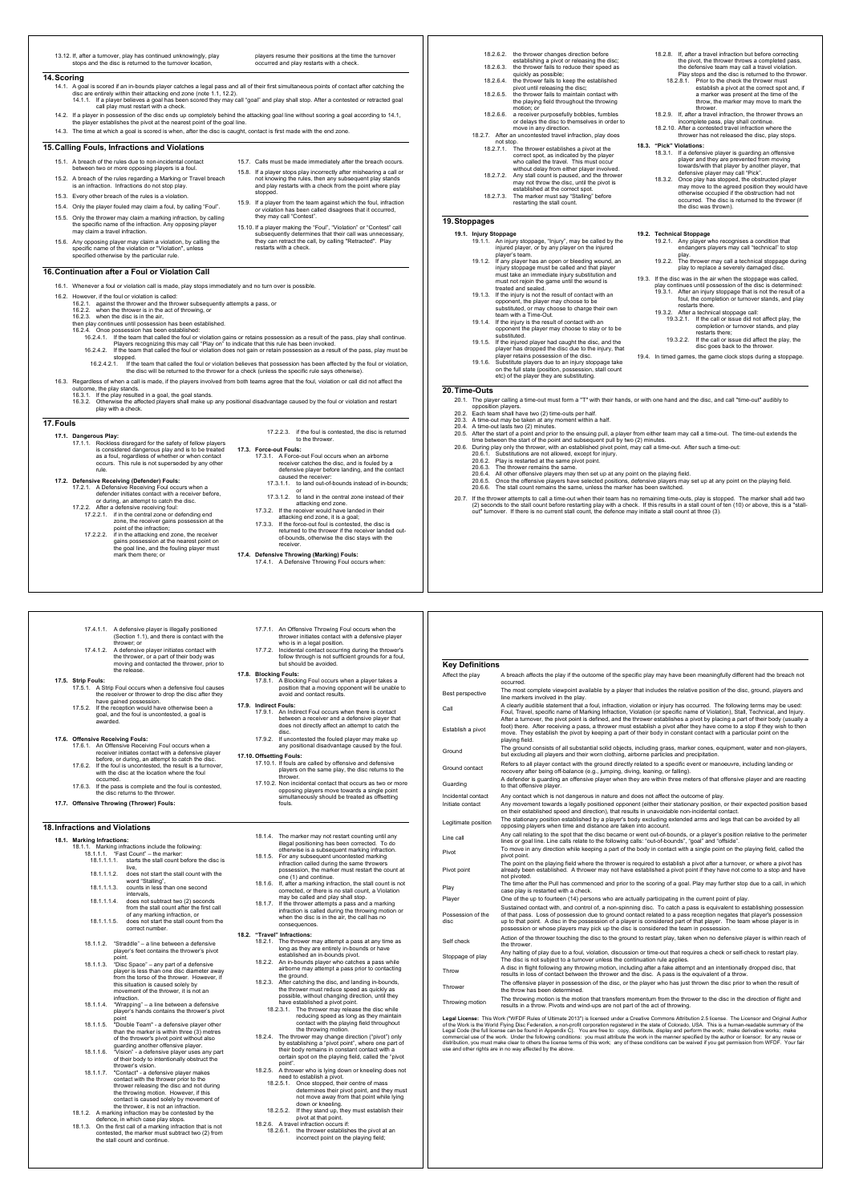13.12. If, after a turnover, play has continued unknowingly, play stops and the disc is returned to the turnover location, players resume their positions at the time the turnover occurred and play restarts with a check.

## 14. Scoring

14.1. A goal is scored if an in-bounds player catches a legal pass and all of their first simultaneous points of contact after catching the disc are entirely within their attacking end zone (note 1.1, 12.2).

14.1.1. If a player believes a goal has been scored they may call "goal" and play shall stop. After a contested or retracted goal call play must restart with a check.

14.2. If a player in possession of the disc ends up completely behind the attacking goal line without scoring a goal according to 14.1, the player establishes the pivot at the nearest point of the goal line.

14.3. The time at which a goal is scored is when, after the disc is caught, contact is first made with the end zone.

## 15. Calling Fouls, Infractions and Violations

15.1. A breach of the rules due to non-incidental contact between two or more opposing players is a foul.

15.2. A breach of the rules regarding a Marking or Travel breach is an infraction. Infractions do not stop play.

15.3. Every other breach of the rules is a violation.

15.4. Only the player fouled may claim a foul, by calling "Foul".

15.5. Only the thrower may claim a marking infraction, by calling the specific name of the infraction. Any opposing player may claim a travel infraction.

15.6. Any opposing player may claim a violation, by calling the specific name of the violation or "Violation", unless specified otherwise by the particular rule.

15.7. Calls must be made immediately after the breach occurs.

15.8. If a player stops play incorrectly after mishearing a call or not knowing the rules, then any subsequent play stands and play restarts with a check from the point where play stopped.

15.9. If a player from the team against which the foul, infraction or violation has been called disagrees that it occurred, they may call "Contest".

15.10. If a player making the "Foul", "Violation" or "Contest" call subsequently determines that their call was unnecessary, they can retract the call, by calling "Retracted". Play restarts with a check.

## 16. Continuation after a Foul or Violation Call

16.1. Whenever a foul or violation call is made, play stops immediately and no turn over is possible.

16.2. However, if the foul or violation is called:
- 16.2.1. against the thrower and the thrower subsequently attempts a pass, or
- 16.2.2. when the thrower is in the act of throwing, or
- 16.2.3. when the disc is in the air,

then play continues until possession has been established.
- 16.2.4. Once possession has been established:
  - 16.2.4.1. If the team that called the foul or violation gains or retains possession as a result of the pass, play shall continue. Players recognizing this may call "Play on" to indicate that this rule has been invoked.
  - 16.2.4.2. If the team that called the foul or violation does not gain or retain possession as a result of the pass, play must be stopped.
    - 16.2.4.2.1. If the team that called the foul or violation believes that possession has been affected by the foul or violation, the disc will be returned to the thrower for a check (unless the specific rule says otherwise).

16.3. Regardless of when a call is made, if the players involved from both teams agree that the foul, violation or call did not affect the outcome, the play stands.
- 16.3.1. If the play resulted in a goal, the goal stands.
- 16.3.2. Otherwise the affected players shall make up any positional disadvantage caused by the foul or violation and restart play with a check.

## 17. Fouls

### 17.1. Dangerous Play:
17.1.1. Reckless disregard for the safety of fellow players is considered dangerous play and is to be treated as a foul, regardless of whether or when contact occurs. This rule is not superseded by any other rule.

### 17.2. Defensive Receiving (Defender) Fouls:
17.2.1. A Defensive Receiving Foul occurs when a defender initiates contact with a receiver before, or during, an attempt to catch the disc.

17.2.2. After a defensive receiving foul:
- 17.2.2.1. if in the central zone or defending end zone, the receiver gains possession at the point of the infraction;
- 17.2.2.2. if in the attacking end zone, the receiver gains possession at the nearest point on the goal line, and the fouling player must mark them there; or
- 17.2.2.3. if the foul is contested, the disc is returned to the thrower.

### 17.3. Force-out Fouls:
17.3.1. A Force-out Foul occurs when an airborne receiver catches the disc, and is fouled by a defensive player before landing, and the contact caused the receiver:
- 17.3.1.1. to land out-of-bounds instead of in-bounds; or
- 17.3.1.2. to land in the central zone instead of their attacking end zone.

17.3.2. If the receiver would have landed in their attacking end zone, it is a goal;

17.3.3. If the force-out foul is contested, the disc is returned to the thrower if the receiver landed out-of-bounds, otherwise the disc stays with the receiver.

### 17.4. Defensive Throwing (Marking) Fouls:
17.4.1. A Defensive Throwing Foul occurs when:
- 17.4.1.1. A defensive player is illegally positioned (Section 1.1), and there is contact with the thrower; or
- 17.4.1.2. A defensive player initiates contact with the thrower, or a part of their body was moving and contacted the thrower, prior to the release.

### 17.5. Strip Fouls:
17.5.1. A Strip Foul occurs when a defensive foul causes the receiver or thrower to drop the disc after they have gained possession.

17.5.2. If the reception would otherwise have been a goal, and the foul is uncontested, a goal is awarded.

### 17.6. Offensive Receiving Fouls:
17.6.1. An Offensive Receiving Foul occurs when a receiver initiates contact with a defensive player before, or during, an attempt to catch the disc.

17.6.2. If the foul is uncontested, the result is a turnover, with the disc at the location where the foul occurred.

17.6.3. If the pass is complete and the foul is contested, the disc returns to the thrower.

### 17.7. Offensive Throwing (Thrower) Fouls:
17.7.1. An Offensive Throwing Foul occurs when the thrower initiates contact with a defensive player who is in a legal position.

17.7.2. Incidental contact occurring during the thrower's follow through is not sufficient grounds for a foul, but should be avoided.

### 17.8. Blocking Fouls:
17.8.1. A Blocking Foul occurs when a player takes a position that a moving opponent will be unable to avoid and contact results.

### 17.9. Indirect Fouls:
17.9.1. An Indirect Foul occurs when there is contact between a receiver and a defensive player that does not directly affect an attempt to catch the disc.

17.9.2. If uncontested the fouled player may make up any positional disadvantage caused by the foul.

### 17.10. Offsetting Fouls:
17.10.1. If fouls are called by offensive and defensive players on the same play, the disc returns to the thrower.

17.10.2. Non incidental contact that occurs as two or more opposing players move towards a single point simultaneously should be treated as offsetting fouls.

## 18. Infractions and Violations

### 18.1. Marking Infractions:
18.1.1. Marking infractions include the following:
- 18.1.1.1. "Fast Count" – the marker:
  - 18.1.1.1.1. starts the stall count before the disc is live,
  - 18.1.1.1.2. does not start the stall count with the word "Stalling",
  - 18.1.1.1.3. counts in less than one second intervals,
  - 18.1.1.1.4. does not subtract two (2) seconds from the stall count after the first call of any marking infraction, or
  - 18.1.1.1.5. does not start the stall count from the correct number.
- 18.1.1.2. "Straddle" – a line between a defensive player's feet contains the thrower's pivot point.
- 18.1.1.3. "Disc Space" – any part of a defensive player is less than one disc diameter away from the torso of the thrower. However, if this situation is caused solely by movement of the thrower, it is not an infraction.
- 18.1.1.4. "Wrapping" – a line between a defensive player's hands contains the thrower's pivot point
- 18.1.1.5. "Double Team" - a defensive player other than the marker is within three (3) metres of the thrower's pivot point without also guarding another offensive player.
- 18.1.1.6. "Vision" - a defensive player uses any part of their body to intentionally obstruct the thrower's vision.
- 18.1.1.7. "Contact" - a defensive player makes contact with the thrower prior to the thrower releasing the disc and not during the throwing motion. However, if this contact is caused solely by movement of the thrower, it is not an infraction.

18.1.2. A marking infraction may be contested by the defence, in which case play stops.

18.1.3. On the first call of a marking infraction that is not contested, the marker must subtract two (2) from the stall count and continue.

18.1.4. The marker may not restart counting until any illegal positioning has been corrected. To do otherwise is a subsequent marking infraction.

18.1.5. For any subsequent uncontested marking infraction called during the same throwers possession, the marker must restart the count at one (1) and continue.

18.1.6. If, after a marking infraction, the stall count is not corrected, or there is no stall count, a Violation may be called and play shall stop.

18.1.7. If the thrower attempts a pass and a marking infraction is called during the throwing motion or when the disc is in the air, the call has no consequences.

### 18.2. "Travel" Infractions:
18.2.1. The thrower may attempt a pass at any time as long as they are entirely in-bounds or have established an in-bounds pivot.

18.2.2. An in-bounds player who catches a pass while airborne may attempt a pass prior to contacting the ground.

18.2.3. After catching the disc, and landing in-bounds, the thrower must reduce speed as quickly as possible, without changing direction, until they have established a pivot point.
- 18.2.3.1. The thrower may release the disc while reducing speed as long as they maintain contact with the playing field throughout the throwing motion.

18.2.4. The thrower may change direction ("pivot") only by establishing a "pivot point", where one part of their body remains in constant contact with a certain spot on the playing field, called the "pivot point".

18.2.5. A thrower who is lying down or kneeling does not need to establish a pivot.
- 18.2.5.1. Once stopped, their centre of mass determines their pivot point, and they must not move away from that point while lying down or kneeling.
- 18.2.5.2. If they stand up, they must establish their pivot at that point.

18.2.6. A travel infraction occurs if:
- 18.2.6.1. the thrower establishes the pivot at an incorrect point on the playing field;
- 18.2.6.2. the thrower changes direction before establishing a pivot or releasing the disc;
- 18.2.6.3. the thrower fails to reduce their speed as quickly as possible;
- 18.2.6.4. the thrower fails to keep the established pivot until releasing the disc;
- 18.2.6.5. the thrower fails to maintain contact with the playing field throughout the throwing motion; or
- 18.2.6.6. a receiver purposefully bobbles, fumbles or delays the disc to themselves in order to move in any direction.

18.2.7. After an uncontested travel infraction, play does not stop.
- 18.2.7.1. The thrower establishes a pivot at the correct spot, as indicated by the player who called the travel. This must occur without delay from either player involved.
- 18.2.7.2. Any stall count is paused, and the thrower may not throw the disc, until the pivot is established at the correct spot.
- 18.2.7.3. The marker must say "Stalling" before restarting the stall count.

18.2.8. If, after a travel infraction but before correcting the pivot, the thrower throws a completed pass, the defensive team may call a travel violation. Play stops and the disc is returned to the thrower.
- 18.2.8.1. Prior to the check the thrower must establish a pivot at the correct spot and, if a marker was present at the time of the throw, the marker may move to mark the thrower.

18.2.9. If, after a travel infraction, the thrower throws an incomplete pass, play shall continue.

18.2.10. After a contested travel infraction where the thrower has not released the disc, play stops.

### 18.3. "Pick" Violations:
18.3.1. If a defensive player is guarding an offensive player and they are prevented from moving towards/with that player by another player, that defensive player may call "Pick".

18.3.2. Once play has stopped, the obstructed player may move to the agreed position they would have otherwise occupied if the obstruction had not occurred. The disc is returned to the thrower (if the disc was thrown).

## 19. Stoppages

### 19.1. Injury Stoppage
19.1.1. An injury stoppage, "Injury", may be called by the injured player, or by any player on the injured player's team.

19.1.2. If any player has an open or bleeding wound, an injury stoppage must be called and that player must take an immediate injury substitution and must not rejoin the game until the wound is treated and sealed.

19.1.3. If the injury is not the result of contact with an opponent, the player may choose to be substituted, or may choose to charge their own team with a Time-Out.

19.1.4. If the injury is the result of contact with an opponent the player may choose to stay or to be substituted.

19.1.5. If the injured player had caught the disc, and the player has dropped the disc due to the injury, that player retains possession of the disc.

19.1.6. Substitute players due to an injury stoppage take on the full state (position, possession, stall count etc) of the player they are substituting.

### 19.2. Technical Stoppage
19.2.1. Any player who recognises a condition that endangers players may call "technical" to stop play.

19.2.2. The thrower may call a technical stoppage during play to replace a severely damaged disc.

19.3. If the disc was in the air when the stoppage was called, play continues until possession of the disc is determined:
- 19.3.1. After an injury stoppage that is not the result of a foul, the completion or turnover stands, and play restarts there.
- 19.3.2. After a technical stoppage call:
  - 19.3.2.1. If the call or issue did not affect play, the completion or turnover stands, and play restarts there.
  - 19.3.2.2. If the call or issue did affect the play, the disc goes back to the thrower.

19.4. In timed games, the game clock stops during a stoppage.

## 20. Time-Outs

20.1. The player calling a time-out must form a "T" with their hands, or with one hand and the disc, and call "time-out" audibly to opposition players.

20.2. Each team shall have two (2) time-outs per half.

20.3. A time-out may be taken at any moment within a half.

20.4. A time-out lasts two (2) minutes.

20.5. After the start of a point and prior to the ensuing pull, a player from either team may call a time-out. The time-out extends the time between the start of the point and subsequent pull by two (2) minutes.

20.6. During play only the thrower, with an established pivot point, may call a time-out. After such a time-out:
- 20.6.1. Substitutions are not allowed, except for injury.
- 20.6.2. Play is restarted at the same pivot point.
- 20.6.3. The thrower remains the same.
- 20.6.4. All other offensive players may then set up at any point on the playing field.
- 20.6.5. Once the offensive players have selected positions, defensive players may set up at any point on the playing field.
- 20.6.6. The stall count remains the same, unless the marker has been switched.

20.7. If the thrower attempts to call a time-out when their team has no remaining time-outs, play is stopped. The marker shall add two (2) seconds to the stall count before restarting play with a check. If this results in a stall count of ten (10) or above, this is a "stall-out" turnover. If there is no current stall count, the defence may initiate a stall count at three (3).

## Key Definitions

| | |
|---|---|
| Affect the play | A breach affects the play if the outcome of the specific play may have been meaningfully different had the breach not occurred. |
| Best perspective | The most complete viewpoint available by a player that includes the relative position of the disc, ground, players and line markers involved in the play. |
| Call | A clearly audible statement that a foul, infraction, violation or injury has occurred. The following terms may be used: Foul, Travel, specific name of Marking Infraction, Violation (or specific name of Violation), Stall, Technical, and Injury. |
| Establish a pivot | After a turnover, the pivot point is defined, and the thrower establishes a pivot by placing a part of their body (usually a foot) there. After receiving a pass, a thrower must establish a pivot after they have come to a stop if they wish to then move. They establish the pivot by keeping a part of their body in constant contact with a particular point on the playing field. |
| Ground | The ground consists of all substantial solid objects, including grass, marker cones, equipment, water and non-players, but excluding all players and their worn clothing, airborne particles and precipitation. |
| Ground contact | Refers to all player contact with the ground directly related to a specific event or manoeuvre, including landing or recovery after being off-balance (e.g., jumping, diving, leaning, or falling). |
| Guarding | A defender is guarding an offensive player when they are within three meters of that offensive player and are reacting to that offensive player. |
| Incidental contact | Any contact which is not dangerous in nature and does not affect the outcome of play. |
| Initiate contact | Any movement towards a legally positioned opponent (either their stationary position, or their expected position based on their established speed and direction), that results in unavoidable non-incidental contact. |
| Legitimate position | The stationary position established by a player's body excluding extended arms and legs that can be avoided by all opposing players when time and distance are taken into account. |
| Line call | Any call relating to the spot that the disc became or went out-of-bounds, or a player's position relative to the perimeter lines or goal line. Line calls relate to the following calls: "out-of-bounds", "goal" and "offside". |
| Pivot | To move in any direction while keeping a part of the body in contact with a single point on the playing field, called the pivot point. |
| Pivot point | The point on the playing field where the thrower is required to establish a pivot after a turnover, or where a pivot has already been established. A thrower may not have established a pivot point if they have not come to a stop and have not pivoted. |
| Play | The time after the Pull has commenced and prior to the scoring of a goal. Play may further stop due to a call, in which case play is restarted with a check. |
| Player | One of the up to fourteen (14) persons who are actually participating in the current point of play. |
| Possession of the disc | Sustained contact with, and control of, a non-spinning disc. To catch a pass is equivalent to establishing possession of that pass. Loss of possession due to ground contact related to a pass reception negates that player's possession up to that point. A disc in the possession of a player is considered part of that player. The team whose player is in possession or whose players may pick up the disc is considered the team in possession. |
| Self check | Action of the thrower touching the disc to the ground to restart play, taken when no defensive player is within reach of the thrower. |
| Stoppage of play | Any halting of play due to a foul, infraction, discussion or time-out that requires a check or self-check to restart play. The disc is not subject to a turnover unless the continuation rule applies. |
| Throw | A disc in flight following any throwing motion, including after a fake attempt and an intentionally dropped disc, that results in loss of contact between the thrower and the disc. A pass is the equivalent of a throw. |
| Thrower | The offensive player in possession of the disc, or the player who has just thrown the disc prior to when the result of the throw has been determined. |
| Throwing motion | The throwing motion is the motion that transfers momentum from the thrower to the disc in the direction of flight and results in a throw. Pivots and wind-ups are not part of the act of throwing. |

**Legal License:** This Work ("WFDF Rules of Ultimate 2013") is licensed under a Creative Commons Attribution 2.5 license. The Licensor and Original Author of the Work is the World Flying Disc Federation, a non-profit corporation registered in the state of Colorado, USA. This is a human-readable summary of the Legal Code (the full license can be found in Appendix C). You are free to: copy, distribute, display and perform the work; make derivative works; make commercial use of the work. Under the following conditions: you must attribute the work in the manner specified by the author or licensor; for any reuse or distribution, you must make clear to others the license terms of this work; any of these conditions can be waived if you get permission from WFDF. Your fair use and other rights are in no way affected by the above.